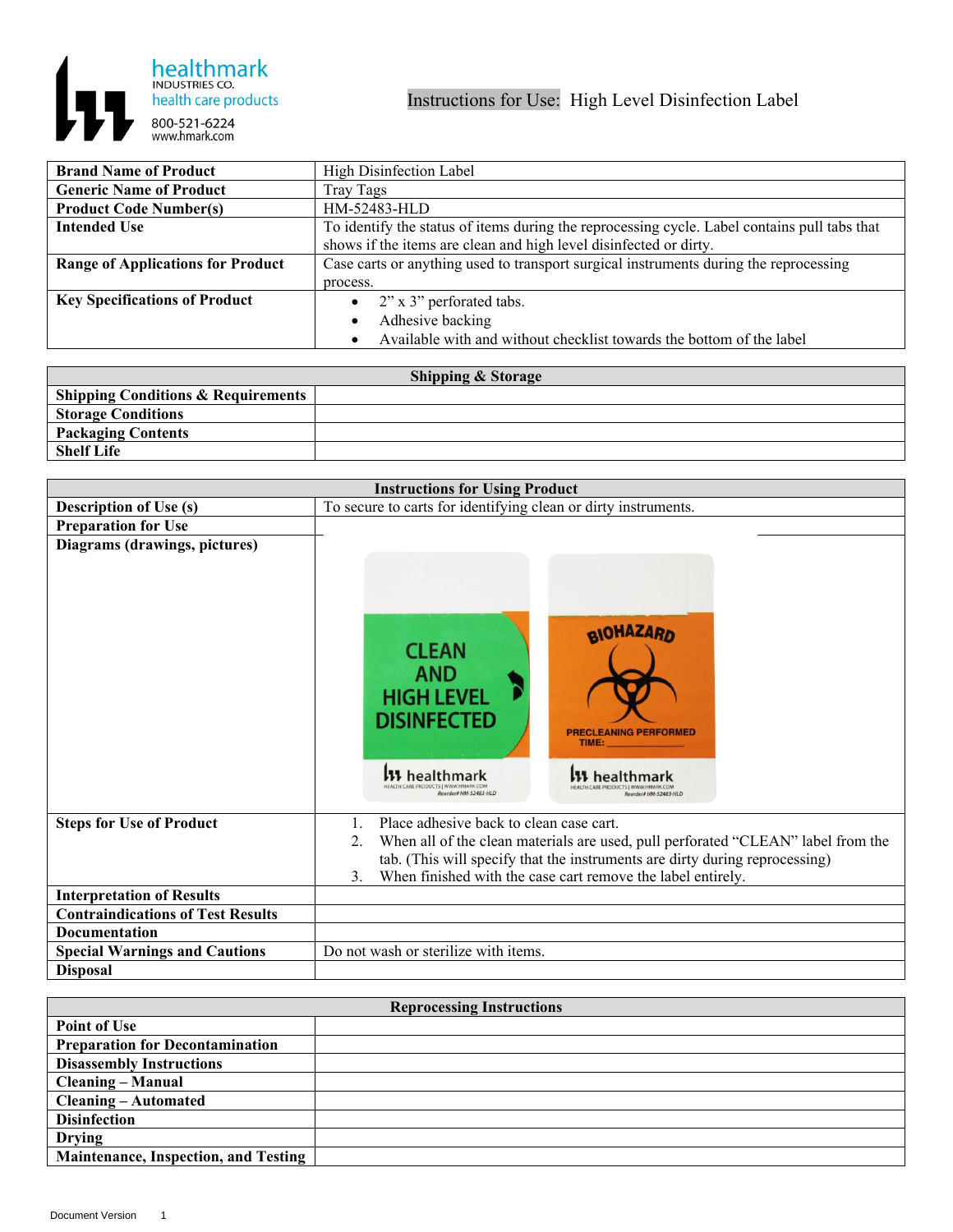healthmark
INDUSTRIES CO.
health care products
800-521-6224
www.hmark.com

# Instructions for Use: High Level Disinfection Label

| | |
|---|---|
| **Brand Name of Product** | High Disinfection Label |
| **Generic Name of Product** | Tray Tags |
| **Product Code Number(s)** | HM-52483-HLD |
| **Intended Use** | To identify the status of items during the reprocessing cycle. Label contains pull tabs that shows if the items are clean and high level disinfected or dirty. |
| **Range of Applications for Product** | Case carts or anything used to transport surgical instruments during the reprocessing process. |
| **Key Specifications of Product** | • 2" x 3" perforated tabs.<br>• Adhesive backing<br>• Available with and without checklist towards the bottom of the label |

| Shipping & Storage | |
|---|---|
| **Shipping Conditions & Requirements** | |
| **Storage Conditions** | |
| **Packaging Contents** | |
| **Shelf Life** | |

| Instructions for Using Product | |
|---|---|
| **Description of Use (s)** | To secure to carts for identifying clean or dirty instruments. |
| **Preparation for Use** | |
| **Diagrams (drawings, pictures)** | CLEAN AND HIGH LEVEL DISINFECTED / healthmark HEALTH CARE PRODUCTS \| WWW.HMARK.COM Reorder# HM-52483-HLD<br>BIOHAZARD / PRECLEANING PERFORMED TIME: ______ / healthmark HEALTH CARE PRODUCTS \| WWW.HMARK.COM Reorder# HM-52483-HLD |
| **Steps for Use of Product** | 1. Place adhesive back to clean case cart.<br>2. When all of the clean materials are used, pull perforated "CLEAN" label from the tab. (This will specify that the instruments are dirty during reprocessing)<br>3. When finished with the case cart remove the label entirely. |
| **Interpretation of Results** | |
| **Contraindications of Test Results** | |
| **Documentation** | |
| **Special Warnings and Cautions** | Do not wash or sterilize with items. |
| **Disposal** | |

| Reprocessing Instructions | |
|---|---|
| **Point of Use** | |
| **Preparation for Decontamination** | |
| **Disassembly Instructions** | |
| **Cleaning – Manual** | |
| **Cleaning – Automated** | |
| **Disinfection** | |
| **Drying** | |
| **Maintenance, Inspection, and Testing** | |

Document Version 1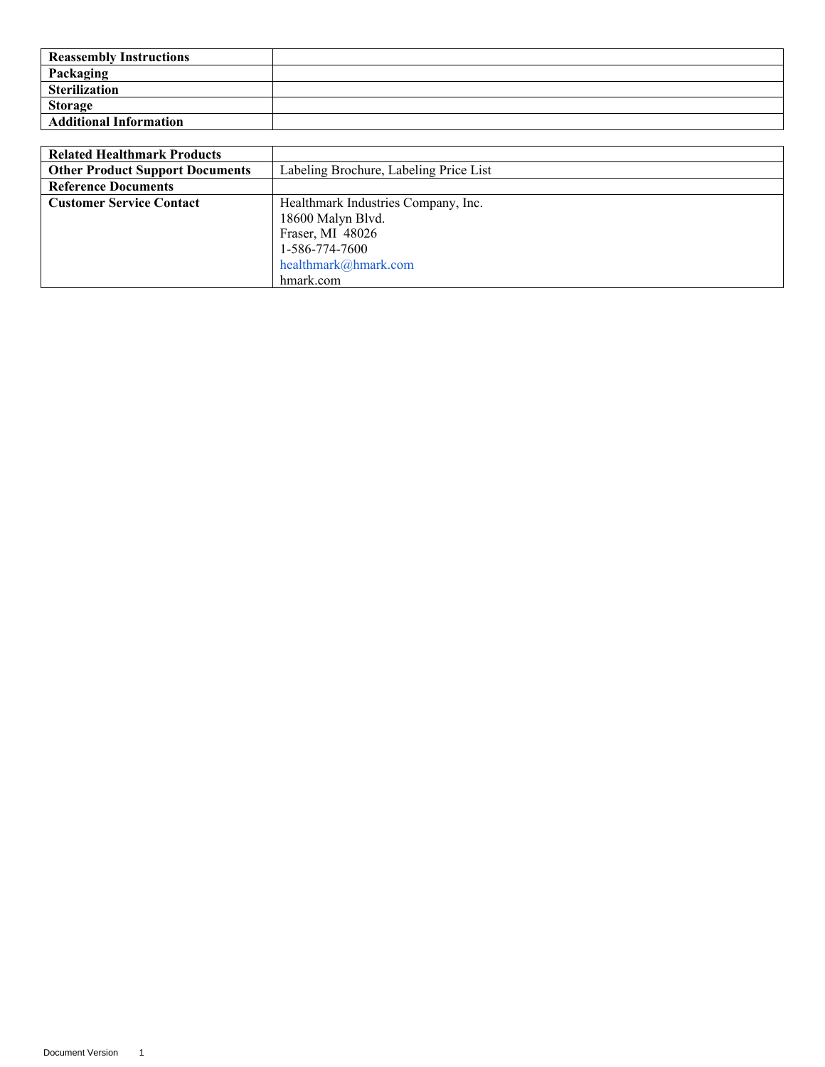| | |
|---|---|
| **Reassembly Instructions** | |
| **Packaging** | |
| **Sterilization** | |
| **Storage** | |
| **Additional Information** | |

| | |
|---|---|
| **Related Healthmark Products** | |
| **Other Product Support Documents** | Labeling Brochure, Labeling Price List |
| **Reference Documents** | |
| **Customer Service Contact** | Healthmark Industries Company, Inc.<br>18600 Malyn Blvd.<br>Fraser, MI 48026<br>1-586-774-7600<br>healthmark@hmark.com<br>hmark.com |

Document Version 1